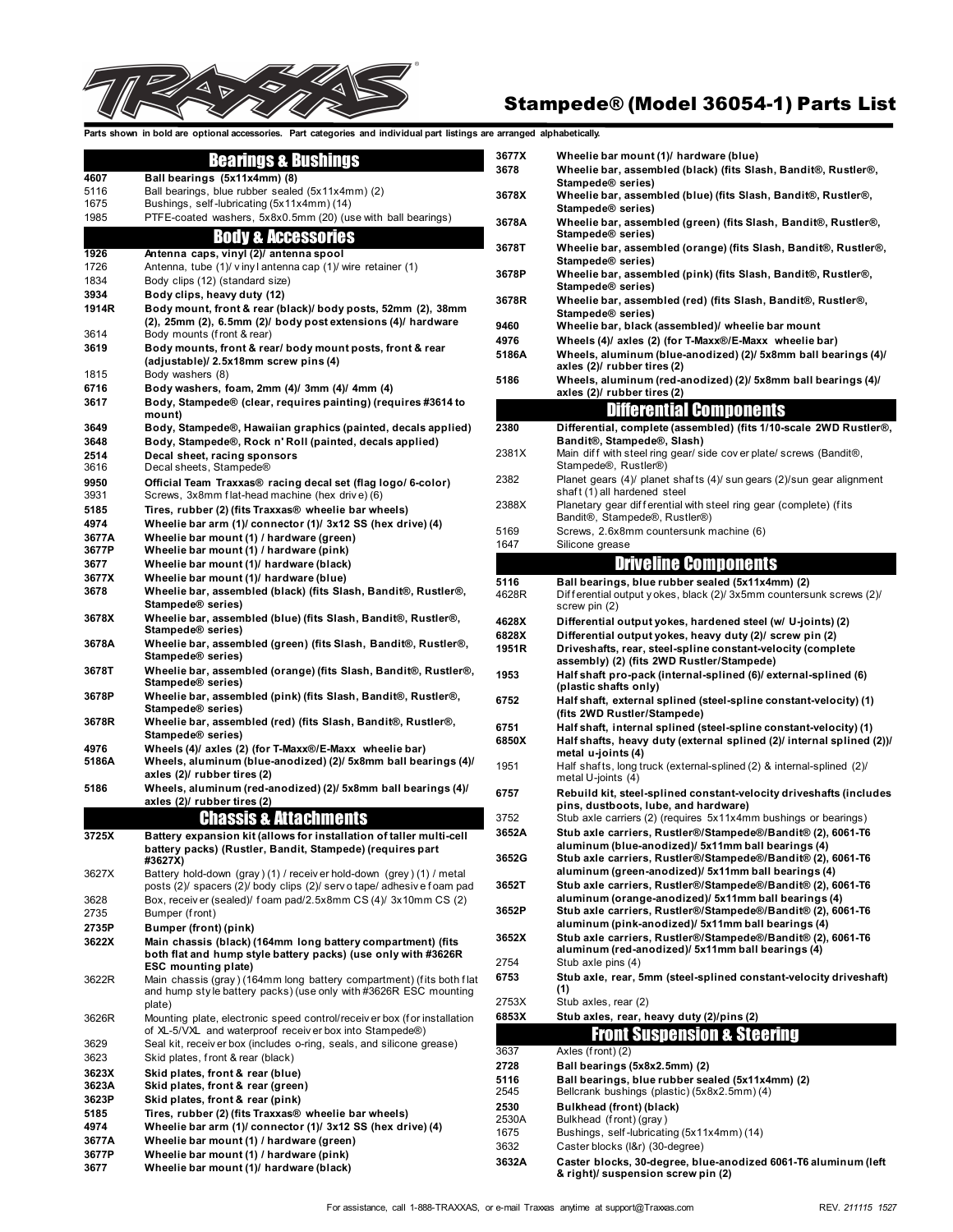# Stampede® (Model 36054-1) Parts List

**Parts shown in bold are optional accessories. Part categories and individual part listings are arranged alphabetically.**

## Bearings & Bushings

| | |
|---|---|
| **4607** | **Ball bearings (5x11x4mm) (8)** |
| 5116 | Ball bearings, blue rubber sealed (5x11x4mm) (2) |
| 1675 | Bushings, self-lubricating (5x11x4mm) (14) |
| 1985 | PTFE-coated washers, 5x8x0.5mm (20) (use with ball bearings) |

## Body & Accessories

| | |
|---|---|
| **1926** | **Antenna caps, vinyl (2)/ antenna spool** |
| 1726 | Antenna, tube (1)/ vinyl antenna cap (1)/ wire retainer (1) |
| 1834 | Body clips (12) (standard size) |
| **3934** | **Body clips, heavy duty (12)** |
| **1914R** | **Body mount, front & rear (black)/ body posts, 52mm (2), 38mm (2), 25mm (2), 6.5mm (2)/ body post extensions (4)/ hardware** |
| 3614 | Body mounts (front & rear) |
| **3619** | **Body mounts, front & rear/ body mount posts, front & rear (adjustable)/ 2.5x18mm screw pins (4)** |
| 1815 | Body washers (8) |
| **6716** | **Body washers, foam, 2mm (4)/ 3mm (4)/ 4mm (4)** |
| **3617** | **Body, Stampede® (clear, requires painting) (requires #3614 to mount)** |
| **3649** | **Body, Stampede®, Hawaiian graphics (painted, decals applied)** |
| **3648** | **Body, Stampede®, Rock n' Roll (painted, decals applied)** |
| **2514** | **Decal sheet, racing sponsors** |
| 3616 | Decal sheets, Stampede® |
| **9950** | **Official Team Traxxas® racing decal set (flag logo/ 6-color)** |
| 3931 | Screws, 3x8mm flat-head machine (hex drive) (6) |
| **5185** | **Tires, rubber (2) (fits Traxxas® wheelie bar wheels)** |
| **4974** | **Wheelie bar arm (1)/ connector (1)/ 3x12 SS (hex drive) (4)** |
| **3677A** | **Wheelie bar mount (1) / hardware (green)** |
| **3677P** | **Wheelie bar mount (1) / hardware (pink)** |
| **3677** | **Wheelie bar mount (1)/ hardware (black)** |
| **3677X** | **Wheelie bar mount (1)/ hardware (blue)** |
| **3678** | **Wheelie bar, assembled (black) (fits Slash, Bandit®, Rustler®, Stampede® series)** |
| **3678X** | **Wheelie bar, assembled (blue) (fits Slash, Bandit®, Rustler®, Stampede® series)** |
| **3678A** | **Wheelie bar, assembled (green) (fits Slash, Bandit®, Rustler®, Stampede® series)** |
| **3678T** | **Wheelie bar, assembled (orange) (fits Slash, Bandit®, Rustler®, Stampede® series)** |
| **3678P** | **Wheelie bar, assembled (pink) (fits Slash, Bandit®, Rustler®, Stampede® series)** |
| **3678R** | **Wheelie bar, assembled (red) (fits Slash, Bandit®, Rustler®, Stampede® series)** |
| **4976** | **Wheels (4)/ axles (2) (for T-Maxx®/E-Maxx wheelie bar)** |
| **5186A** | **Wheels, aluminum (blue-anodized) (2)/ 5x8mm ball bearings (4)/ axles (2)/ rubber tires (2)** |
| **5186** | **Wheels, aluminum (red-anodized) (2)/ 5x8mm ball bearings (4)/ axles (2)/ rubber tires (2)** |

## Chassis & Attachments

| | |
|---|---|
| **3725X** | **Battery expansion kit (allows for installation of taller multi-cell battery packs) (Rustler, Bandit, Stampede) (requires part #3627X)** |
| 3627X | Battery hold-down (gray) (1) / receiver hold-down (grey) (1) / metal posts (2)/ spacers (2)/ body clips (2)/ servo tape/ adhesive foam pad |
| 3628 | Box, receiver (sealed)/ foam pad/2.5x8mm CS (4)/ 3x10mm CS (2) |
| 2735 | Bumper (front) |
| **2735P** | **Bumper (front) (pink)** |
| **3622X** | **Main chassis (black) (164mm long battery compartment) (fits both flat and hump style battery packs) (use only with #3626R ESC mounting plate)** |
| 3622R | Main chassis (gray) (164mm long battery compartment) (fits both flat and hump style battery packs) (use only with #3626R ESC mounting plate) |
| 3626R | Mounting plate, electronic speed control/receiver box (for installation of XL-5/VXL and waterproof receiver box into Stampede®) |
| 3629 | Seal kit, receiver box (includes o-ring, seals, and silicone grease) |
| 3623 | Skid plates, front & rear (black) |
| **3623X** | **Skid plates, front & rear (blue)** |
| **3623A** | **Skid plates, front & rear (green)** |
| **3623P** | **Skid plates, front & rear (pink)** |
| **5185** | **Tires, rubber (2) (fits Traxxas® wheelie bar wheels)** |
| **4974** | **Wheelie bar arm (1)/ connector (1)/ 3x12 SS (hex drive) (4)** |
| **3677A** | **Wheelie bar mount (1) / hardware (green)** |
| **3677P** | **Wheelie bar mount (1) / hardware (pink)** |
| **3677** | **Wheelie bar mount (1)/ hardware (black)** |
| **3677X** | **Wheelie bar mount (1)/ hardware (blue)** |
| **3678** | **Wheelie bar, assembled (black) (fits Slash, Bandit®, Rustler®, Stampede® series)** |
| **3678X** | **Wheelie bar, assembled (blue) (fits Slash, Bandit®, Rustler®, Stampede® series)** |
| **3678A** | **Wheelie bar, assembled (green) (fits Slash, Bandit®, Rustler®, Stampede® series)** |
| **3678T** | **Wheelie bar, assembled (orange) (fits Slash, Bandit®, Rustler®, Stampede® series)** |
| **3678P** | **Wheelie bar, assembled (pink) (fits Slash, Bandit®, Rustler®, Stampede® series)** |
| **3678R** | **Wheelie bar, assembled (red) (fits Slash, Bandit®, Rustler®, Stampede® series)** |
| **9460** | **Wheelie bar, black (assembled)/ wheelie bar mount** |
| **4976** | **Wheels (4)/ axles (2) (for T-Maxx®/E-Maxx wheelie bar)** |
| **5186A** | **Wheels, aluminum (blue-anodized) (2)/ 5x8mm ball bearings (4)/ axles (2)/ rubber tires (2)** |
| **5186** | **Wheels, aluminum (red-anodized) (2)/ 5x8mm ball bearings (4)/ axles (2)/ rubber tires (2)** |

## Differential Components

| | |
|---|---|
| **2380** | **Differential, complete (assembled) (fits 1/10-scale 2WD Rustler®, Bandit®, Stampede®, Slash)** |
| 2381X | Main diff with steel ring gear/ side cover plate/ screws (Bandit®, Stampede®, Rustler®) |
| 2382 | Planet gears (4)/ planet shafts (4)/ sun gears (2)/sun gear alignment shaft (1) all hardened steel |
| 2388X | Planetary gear differential with steel ring gear (complete) (fits Bandit®, Stampede®, Rustler®) |
| 5169 | Screws, 2.6x8mm countersunk machine (6) |
| 1647 | Silicone grease |

## Driveline Components

| | |
|---|---|
| **5116** | **Ball bearings, blue rubber sealed (5x11x4mm) (2)** |
| 4628R | Differential output yokes, black (2)/ 3x5mm countersunk screws (2)/ screw pin (2) |
| **4628X** | **Differential output yokes, hardened steel (w/ U-joints) (2)** |
| **6828X** | **Differential output yokes, heavy duty (2)/ screw pin (2)** |
| **1951R** | **Driveshafts, rear, steel-spline constant-velocity (complete assembly) (2) (fits 2WD Rustler/Stampede)** |
| **1953** | **Half shaft pro-pack (internal-splined (6)/ external-splined (6) (plastic shafts only)** |
| **6752** | **Half shaft, external splined (steel-spline constant-velocity) (1) (fits 2WD Rustler/Stampede)** |
| **6751** | **Half shaft, internal splined (steel-spline constant-velocity) (1)** |
| **6850X** | **Half shafts, heavy duty (external splined (2)/ internal splined (2))/ metal u-joints (4)** |
| 1951 | Half shafts, long truck (external-splined (2) & internal-splined (2)/ metal U-joints (4) |
| **6757** | **Rebuild kit, steel-splined constant-velocity driveshafts (includes pins, dustboots, lube, and hardware)** |
| 3752 | Stub axle carriers (2) (requires 5x11x4mm bushings or bearings) |
| **3652A** | **Stub axle carriers, Rustler®/Stampede®/Bandit® (2), 6061-T6 aluminum (blue-anodized)/ 5x11mm ball bearings (4)** |
| **3652G** | **Stub axle carriers, Rustler®/Stampede®/Bandit® (2), 6061-T6 aluminum (green-anodized)/ 5x11mm ball bearings (4)** |
| **3652T** | **Stub axle carriers, Rustler®/Stampede®/Bandit® (2), 6061-T6 aluminum (orange-anodized)/ 5x11mm ball bearings (4)** |
| **3652P** | **Stub axle carriers, Rustler®/Stampede®/Bandit® (2), 6061-T6 aluminum (pink-anodized)/ 5x11mm ball bearings (4)** |
| **3652X** | **Stub axle carriers, Rustler®/Stampede®/Bandit® (2), 6061-T6 aluminum (red-anodized)/ 5x11mm ball bearings (4)** |
| 2754 | Stub axle pins (4) |
| **6753** | **Stub axle, rear, 5mm (steel-splined constant-velocity driveshaft) (1)** |
| 2753X | Stub axles, rear (2) |
| **6853X** | **Stub axles, rear, heavy duty (2)/pins (2)** |

## Front Suspension & Steering

| | |
|---|---|
| 3637 | Axles (front) (2) |
| **2728** | **Ball bearings (5x8x2.5mm) (2)** |
| **5116** | **Ball bearings, blue rubber sealed (5x11x4mm) (2)** |
| 2545 | Bellcrank bushings (plastic) (5x8x2.5mm) (4) |
| **2530** | **Bulkhead (front) (black)** |
| 2530A | Bulkhead (front) (gray) |
| 1675 | Bushings, self-lubricating (5x11x4mm) (14) |
| 3632 | Caster blocks (l&r) (30-degree) |
| **3632A** | **Caster blocks, 30-degree, blue-anodized 6061-T6 aluminum (left & right)/ suspension screw pin (2)** |

For assistance, call 1-888-TRAXXAS, or e-mail Traxxas anytime at support@Traxxas.com

REV. *211115 1527*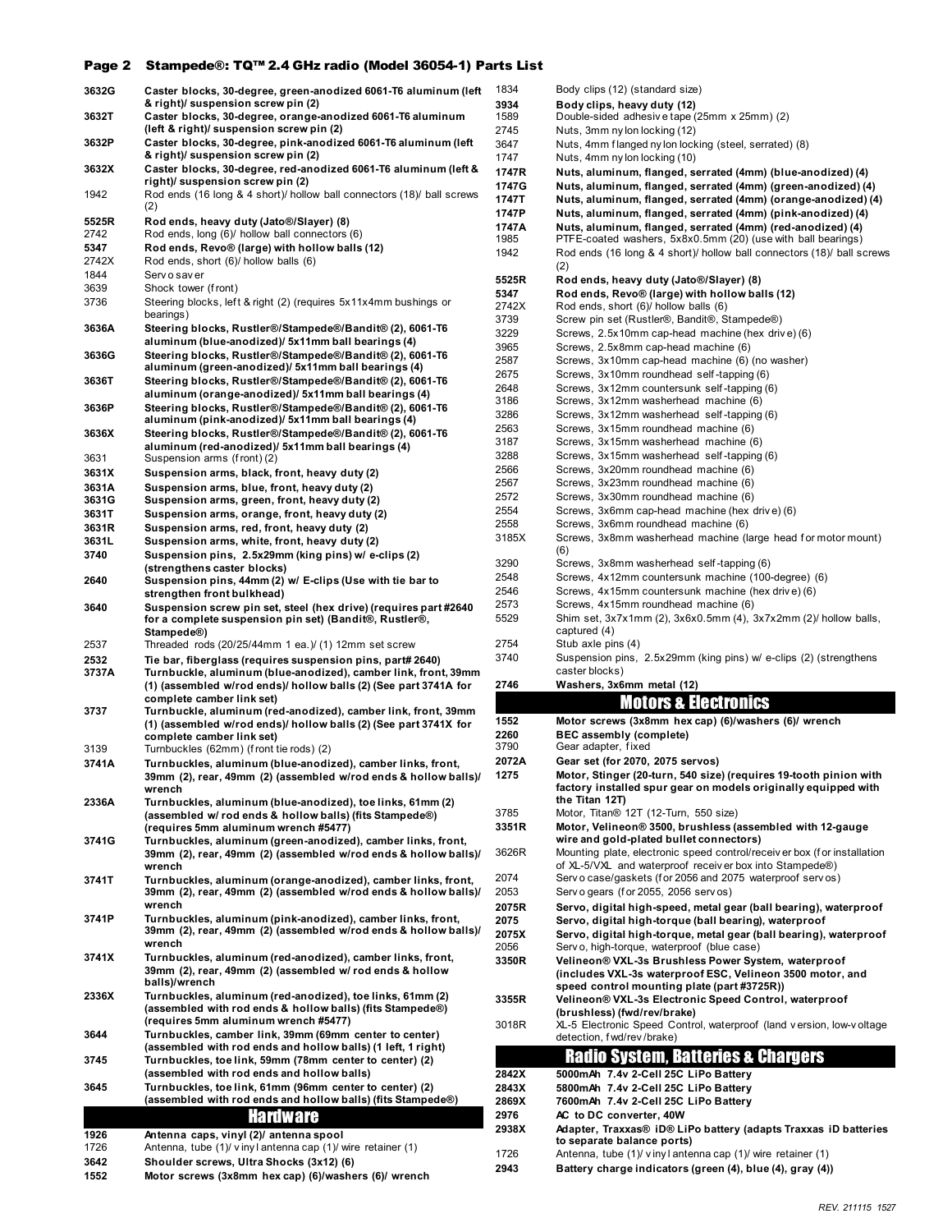## Page 2 Stampede®: TQ™ 2.4 GHz radio (Model 36054-1) Parts List

| Part # | Description |
|---|---|
| **3632G** | **Caster blocks, 30-degree, green-anodized 6061-T6 aluminum (left & right)/ suspension screw pin (2)** |
| **3632T** | **Caster blocks, 30-degree, orange-anodized 6061-T6 aluminum (left & right)/ suspension screw pin (2)** |
| **3632P** | **Caster blocks, 30-degree, pink-anodized 6061-T6 aluminum (left & right)/ suspension screw pin (2)** |
| **3632X** | **Caster blocks, 30-degree, red-anodized 6061-T6 aluminum (left & right)/ suspension screw pin (2)** |
| 1942 | Rod ends (16 long & 4 short)/ hollow ball connectors (18)/ ball screws (2) |
| **5525R** | **Rod ends, heavy duty (Jato®/Slayer) (8)** |
| 2742 | Rod ends, long (6)/ hollow ball connectors (6) |
| **5347** | **Rod ends, Revo® (large) with hollow balls (12)** |
| 2742X | Rod ends, short (6)/ hollow balls (6) |
| 1844 | Servo saver |
| 3639 | Shock tower (front) |
| 3736 | Steering blocks, left & right (2) (requires 5x11x4mm bushings or bearings) |
| **3636A** | **Steering blocks, Rustler®/Stampede®/Bandit® (2), 6061-T6 aluminum (blue-anodized)/ 5x11mm ball bearings (4)** |
| **3636G** | **Steering blocks, Rustler®/Stampede®/Bandit® (2), 6061-T6 aluminum (green-anodized)/ 5x11mm ball bearings (4)** |
| **3636T** | **Steering blocks, Rustler®/Stampede®/Bandit® (2), 6061-T6 aluminum (orange-anodized)/ 5x11mm ball bearings (4)** |
| **3636P** | **Steering blocks, Rustler®/Stampede®/Bandit® (2), 6061-T6 aluminum (pink-anodized)/ 5x11mm ball bearings (4)** |
| **3636X** | **Steering blocks, Rustler®/Stampede®/Bandit® (2), 6061-T6 aluminum (red-anodized)/ 5x11mm ball bearings (4)** |
| 3631 | Suspension arms (front) (2) |
| **3631X** | **Suspension arms, black, front, heavy duty (2)** |
| **3631A** | **Suspension arms, blue, front, heavy duty (2)** |
| **3631G** | **Suspension arms, green, front, heavy duty (2)** |
| **3631T** | **Suspension arms, orange, front, heavy duty (2)** |
| **3631R** | **Suspension arms, red, front, heavy duty (2)** |
| **3631L** | **Suspension arms, white, front, heavy duty (2)** |
| **3740** | **Suspension pins, 2.5x29mm (king pins) w/ e-clips (2) (strengthens caster blocks)** |
| **2640** | **Suspension pins, 44mm (2) w/ E-clips (Use with tie bar to strengthen front bulkhead)** |
| **3640** | **Suspension screw pin set, steel (hex drive) (requires part #2640 for a complete suspension pin set) (Bandit®, Rustler®, Stampede®)** |
| 2537 | Threaded rods (20/25/44mm 1 ea.)/ (1) 12mm set screw |
| **2532** | **Tie bar, fiberglass (requires suspension pins, part# 2640)** |
| **3737A** | **Turnbuckle, aluminum (blue-anodized), camber link, front, 39mm (1) (assembled w/rod ends)/ hollow balls (2) (See part 3741A for complete camber link set)** |
| **3737** | **Turnbuckle, aluminum (red-anodized), camber link, front, 39mm (1) (assembled w/rod ends)/ hollow balls (2) (See part 3741X for complete camber link set)** |
| 3139 | Turnbuckles (62mm) (front tie rods) (2) |
| **3741A** | **Turnbuckles, aluminum (blue-anodized), camber links, front, 39mm (2), rear, 49mm (2) (assembled w/rod ends & hollow balls)/ wrench** |
| **2336A** | **Turnbuckles, aluminum (blue-anodized), toe links, 61mm (2) (assembled w/ rod ends & hollow balls) (fits Stampede®) (requires 5mm aluminum wrench #5477)** |
| **3741G** | **Turnbuckles, aluminum (green-anodized), camber links, front, 39mm (2), rear, 49mm (2) (assembled w/rod ends & hollow balls)/ wrench** |
| **3741T** | **Turnbuckles, aluminum (orange-anodized), camber links, front, 39mm (2), rear, 49mm (2) (assembled w/rod ends & hollow balls)/ wrench** |
| **3741P** | **Turnbuckles, aluminum (pink-anodized), camber links, front, 39mm (2), rear, 49mm (2) (assembled w/rod ends & hollow balls)/ wrench** |
| **3741X** | **Turnbuckles, aluminum (red-anodized), camber links, front, 39mm (2), rear, 49mm (2) (assembled w/ rod ends & hollow balls)/wrench** |
| **2336X** | **Turnbuckles, aluminum (red-anodized), toe links, 61mm (2) (assembled with rod ends & hollow balls) (fits Stampede®) (requires 5mm aluminum wrench #5477)** |
| **3644** | **Turnbuckles, camber link, 39mm (69mm center to center) (assembled with rod ends and hollow balls) (1 left, 1 right)** |
| **3745** | **Turnbuckles, toe link, 59mm (78mm center to center) (2) (assembled with rod ends and hollow balls)** |
| **3645** | **Turnbuckles, toe link, 61mm (96mm center to center) (2) (assembled with rod ends and hollow balls) (fits Stampede®)** |

### Hardware

| Part # | Description |
|---|---|
| **1926** | **Antenna caps, vinyl (2)/ antenna spool** |
| 1726 | Antenna, tube (1)/ vinyl antenna cap (1)/ wire retainer (1) |
| **3642** | **Shoulder screws, Ultra Shocks (3x12) (6)** |
| **1552** | **Motor screws (3x8mm hex cap) (6)/washers (6)/ wrench** |
| 1834 | Body clips (12) (standard size) |
| **3934** | **Body clips, heavy duty (12)** |
| 1589 | Double-sided adhesive tape (25mm x 25mm) (2) |
| 2745 | Nuts, 3mm nylon locking (12) |
| 3647 | Nuts, 4mm flanged nylon locking (steel, serrated) (8) |
| 1747 | Nuts, 4mm nylon locking (10) |
| **1747R** | **Nuts, aluminum, flanged, serrated (4mm) (blue-anodized) (4)** |
| **1747G** | **Nuts, aluminum, flanged, serrated (4mm) (green-anodized) (4)** |
| **1747T** | **Nuts, aluminum, flanged, serrated (4mm) (orange-anodized) (4)** |
| **1747P** | **Nuts, aluminum, flanged, serrated (4mm) (pink-anodized) (4)** |
| **1747A** | **Nuts, aluminum, flanged, serrated (4mm) (red-anodized) (4)** |
| 1985 | PTFE-coated washers, 5x8x0.5mm (20) (use with ball bearings) |
| 1942 | Rod ends (16 long & 4 short)/ hollow ball connectors (18)/ ball screws (2) |
| **5525R** | **Rod ends, heavy duty (Jato®/Slayer) (8)** |
| **5347** | **Rod ends, Revo® (large) with hollow balls (12)** |
| 2742X | Rod ends, short (6)/ hollow balls (6) |
| 3739 | Screw pin set (Rustler®, Bandit®, Stampede®) |
| 3229 | Screws, 2.5x10mm cap-head machine (hex drive) (6) |
| 3965 | Screws, 2.5x8mm cap-head machine (6) |
| 2587 | Screws, 3x10mm cap-head machine (6) (no washer) |
| 2675 | Screws, 3x10mm roundhead self-tapping (6) |
| 2648 | Screws, 3x12mm countersunk self-tapping (6) |
| 3186 | Screws, 3x12mm washerhead machine (6) |
| 3286 | Screws, 3x12mm washerhead self-tapping (6) |
| 2563 | Screws, 3x15mm roundhead machine (6) |
| 3187 | Screws, 3x15mm washerhead machine (6) |
| 3288 | Screws, 3x15mm washerhead self-tapping (6) |
| 2566 | Screws, 3x20mm roundhead machine (6) |
| 2567 | Screws, 3x23mm roundhead machine (6) |
| 2572 | Screws, 3x30mm roundhead machine (6) |
| 2554 | Screws, 3x6mm cap-head machine (hex drive) (6) |
| 2558 | Screws, 3x6mm roundhead machine (6) |
| 3185X | Screws, 3x8mm washerhead machine (large head for motor mount) (6) |
| 3290 | Screws, 3x8mm washerhead self-tapping (6) |
| 2548 | Screws, 4x12mm countersunk machine (100-degree) (6) |
| 2546 | Screws, 4x15mm countersunk machine (hex drive) (6) |
| 2573 | Screws, 4x15mm roundhead machine (6) |
| 5529 | Shim set, 3x7x1mm (2), 3x6x0.5mm (4), 3x7x2mm (2)/ hollow balls, captured (4) |
| 2754 | Stub axle pins (4) |
| 3740 | Suspension pins, 2.5x29mm (king pins) w/ e-clips (2) (strengthens caster blocks) |
| **2746** | **Washers, 3x6mm metal (12)** |

### Motors & Electronics

| Part # | Description |
|---|---|
| **1552** | **Motor screws (3x8mm hex cap) (6)/washers (6)/ wrench** |
| **2260** | **BEC assembly (complete)** |
| 3790 | Gear adapter, fixed |
| **2072A** | **Gear set (for 2070, 2075 servos)** |
| **1275** | **Motor, Stinger (20-turn, 540 size) (requires 19-tooth pinion with factory installed spur gear on models originally equipped with the Titan 12T)** |
| 3785 | Motor, Titan® 12T (12-Turn, 550 size) |
| **3351R** | **Motor, Velineon® 3500, brushless (assembled with 12-gauge wire and gold-plated bullet connectors)** |
| 3626R | Mounting plate, electronic speed control/receiver box (for installation of XL-5/VXL and waterproof receiver box into Stampede®) |
| 2074 | Servo case/gaskets (for 2056 and 2075 waterproof servos) |
| 2053 | Servo gears (for 2055, 2056 servos) |
| **2075R** | **Servo, digital high-speed, metal gear (ball bearing), waterproof** |
| **2075** | **Servo, digital high-torque (ball bearing), waterproof** |
| **2075X** | **Servo, digital high-torque, metal gear (ball bearing), waterproof** |
| 2056 | Servo, high-torque, waterproof (blue case) |
| **3350R** | **Velineon® VXL-3s Brushless Power System, waterproof (includes VXL-3s waterproof ESC, Velineon 3500 motor, and speed control mounting plate (part #3725R))** |
| **3355R** | **Velineon® VXL-3s Electronic Speed Control, waterproof (brushless) (fwd/rev/brake)** |
| 3018R | XL-5 Electronic Speed Control, waterproof (land version, low-voltage detection, fwd/rev/brake) |

### Radio System, Batteries & Chargers

| Part # | Description |
|---|---|
| **2842X** | **5000mAh 7.4v 2-Cell 25C LiPo Battery** |
| **2843X** | **5800mAh 7.4v 2-Cell 25C LiPo Battery** |
| **2869X** | **7600mAh 7.4v 2-Cell 25C LiPo Battery** |
| **2976** | **AC to DC converter, 40W** |
| **2938X** | **Adapter, Traxxas® iD® LiPo battery (adapts Traxxas iD batteries to separate balance ports)** |
| 1726 | Antenna, tube (1)/ vinyl antenna cap (1)/ wire retainer (1) |
| **2943** | **Battery charge indicators (green (4), blue (4), gray (4))** |

REV. 211115 1527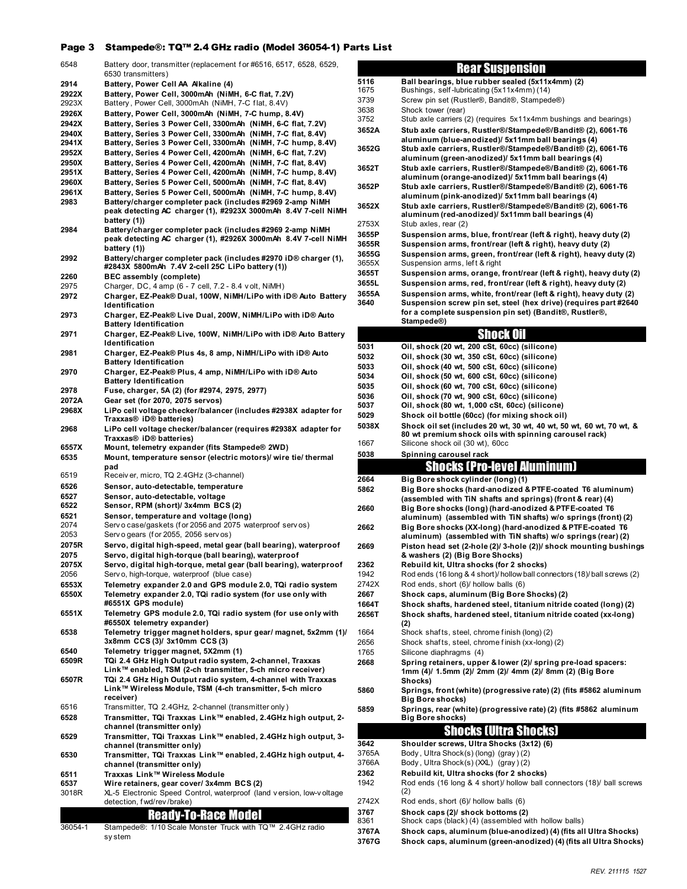## Page 3 Stampede®: TQ™ 2.4 GHz radio (Model 36054-1) Parts List

| Part # | Description |
|---|---|
| 6548 | Battery door, transmitter (replacement for #6516, 6517, 6528, 6529, 6530 transmitters) |
| **2914** | **Battery, Power Cell AA Alkaline (4)** |
| **2922X** | **Battery, Power Cell, 3000mAh (NiMH, 6-C flat, 7.2V)** |
| 2923X | Battery, Power Cell, 3000mAh (NiMH, 7-C flat, 8.4V) |
| **2926X** | **Battery, Power Cell, 3000mAh (NiMH, 7-C hump, 8.4V)** |
| **2942X** | **Battery, Series 3 Power Cell, 3300mAh (NiMH, 6-C flat, 7.2V)** |
| **2940X** | **Battery, Series 3 Power Cell, 3300mAh (NiMH, 7-C flat, 8.4V)** |
| **2941X** | **Battery, Series 3 Power Cell, 3300mAh (NiMH, 7-C hump, 8.4V)** |
| **2952X** | **Battery, Series 4 Power Cell, 4200mAh (NiMH, 6-C flat, 7.2V)** |
| **2950X** | **Battery, Series 4 Power Cell, 4200mAh (NiMH, 7-C flat, 8.4V)** |
| **2951X** | **Battery, Series 4 Power Cell, 4200mAh (NiMH, 7-C hump, 8.4V)** |
| **2960X** | **Battery, Series 5 Power Cell, 5000mAh (NiMH, 7-C flat, 8.4V)** |
| **2961X** | **Battery, Series 5 Power Cell, 5000mAh (NiMH, 7-C hump, 8.4V)** |
| **2983** | **Battery/charger completer pack (includes #2969 2-amp NiMH peak detecting AC charger (1), #2923X 3000mAh 8.4V 7-cell NiMH battery (1))** |
| **2984** | **Battery/charger completer pack (includes #2969 2-amp NiMH peak detecting AC charger (1), #2926X 3000mAh 8.4V 7-cell NiMH battery (1))** |
| **2992** | **Battery/charger completer pack (includes #2970 iD® charger (1), #2843X 5800mAh 7.4V 2-cell 25C LiPo battery (1))** |
| **2260** | **BEC assembly (complete)** |
| 2975 | Charger, DC, 4 amp (6 - 7 cell, 7.2 - 8.4 volt, NiMH) |
| **2972** | **Charger, EZ-Peak® Dual, 100W, NiMH/LiPo with iD® Auto Battery Identification** |
| **2973** | **Charger, EZ-Peak® Live Dual, 200W, NiMH/LiPo with iD® Auto Battery Identification** |
| **2971** | **Charger, EZ-Peak® Live, 100W, NiMH/LiPo with iD® Auto Battery Identification** |
| **2981** | **Charger, EZ-Peak® Plus 4s, 8 amp, NiMH/LiPo with iD® Auto Battery Identification** |
| **2970** | **Charger, EZ-Peak® Plus, 4 amp, NiMH/LiPo with iD® Auto Battery Identification** |
| **2978** | **Fuse, charger, 5A (2) (for #2974, 2975, 2977)** |
| **2072A** | **Gear set (for 2070, 2075 servos)** |
| **2968X** | **LiPo cell voltage checker/balancer (includes #2938X adapter for Traxxas® iD® batteries)** |
| **2968** | **LiPo cell voltage checker/balancer (requires #2938X adapter for Traxxas® iD® batteries)** |
| **6557X** | **Mount, telemetry expander (fits Stampede® 2WD)** |
| **6535** | **Mount, temperature sensor (electric motors)/ wire tie/ thermal pad** |
| 6519 | Receiver, micro, TQ 2.4GHz (3-channel) |
| **6526** | **Sensor, auto-detectable, temperature** |
| **6527** | **Sensor, auto-detectable, voltage** |
| **6522** | **Sensor, RPM (short)/ 3x4mm BCS (2)** |
| **6521** | **Sensor, temperature and voltage (long)** |
| 2074 | Servo case/gaskets (for 2056 and 2075 waterproof servos) |
| 2053 | Servo gears (for 2055, 2056 servos) |
| **2075R** | **Servo, digital high-speed, metal gear (ball bearing), waterproof** |
| **2075** | **Servo, digital high-torque (ball bearing), waterproof** |
| **2075X** | **Servo, digital high-torque, metal gear (ball bearing), waterproof** |
| 2056 | Servo, high-torque, waterproof (blue case) |
| **6553X** | **Telemetry expander 2.0 and GPS module 2.0, TQi radio system** |
| **6550X** | **Telemetry expander 2.0, TQi radio system (for use only with #6551X GPS module)** |
| **6551X** | **Telemetry GPS module 2.0, TQi radio system (for use only with #6550X telemetry expander)** |
| **6538** | **Telemetry trigger magnet holders, spur gear/ magnet, 5x2mm (1)/ 3x8mm CCS (3)/ 3x10mm CCS (3)** |
| **6540** | **Telemetry trigger magnet, 5X2mm (1)** |
| **6509R** | **TQi 2.4 GHz High Output radio system, 2-channel, Traxxas Link™ enabled, TSM (2-ch transmitter, 5-ch micro receiver)** |
| **6507R** | **TQi 2.4 GHz High Output radio system, 4-channel with Traxxas Link™ Wireless Module, TSM (4-ch transmitter, 5-ch micro receiver)** |
| 6516 | Transmitter, TQ 2.4GHz, 2-channel (transmitter only) |
| **6528** | **Transmitter, TQi Traxxas Link™ enabled, 2.4GHz high output, 2-channel (transmitter only)** |
| **6529** | **Transmitter, TQi Traxxas Link™ enabled, 2.4GHz high output, 3-channel (transmitter only)** |
| **6530** | **Transmitter, TQi Traxxas Link™ enabled, 2.4GHz high output, 4-channel (transmitter only)** |
| **6511** | **Traxxas Link™ Wireless Module** |
| **6537** | **Wire retainers, gear cover/ 3x4mm BCS (2)** |
| 3018R | XL-5 Electronic Speed Control, waterproof (land version, low-voltage detection, fwd/rev/brake) |

### Ready-To-Race Model

| Part # | Description |
|---|---|
| 36054-1 | Stampede®: 1/10 Scale Monster Truck with TQ™ 2.4GHz radio system |

### Rear Suspension

| Part # | Description |
|---|---|
| **5116** | **Ball bearings, blue rubber sealed (5x11x4mm) (2)** |
| 1675 | Bushings, self-lubricating (5x11x4mm) (14) |
| 3739 | Screw pin set (Rustler®, Bandit®, Stampede®) |
| 3638 | Shock tower (rear) |
| 3752 | Stub axle carriers (2) (requires 5x11x4mm bushings and bearings) |
| **3652A** | **Stub axle carriers, Rustler®/Stampede®/Bandit® (2), 6061-T6 aluminum (blue-anodized)/ 5x11mm ball bearings (4)** |
| **3652G** | **Stub axle carriers, Rustler®/Stampede®/Bandit® (2), 6061-T6 aluminum (green-anodized)/ 5x11mm ball bearings (4)** |
| **3652T** | **Stub axle carriers, Rustler®/Stampede®/Bandit® (2), 6061-T6 aluminum (orange-anodized)/ 5x11mm ball bearings (4)** |
| **3652P** | **Stub axle carriers, Rustler®/Stampede®/Bandit® (2), 6061-T6 aluminum (pink-anodized)/ 5x11mm ball bearings (4)** |
| **3652X** | **Stub axle carriers, Rustler®/Stampede®/Bandit® (2), 6061-T6 aluminum (red-anodized)/ 5x11mm ball bearings (4)** |
| 2753X | Stub axles, rear (2) |
| **3655P** | **Suspension arms, blue, front/rear (left & right), heavy duty (2)** |
| **3655R** | **Suspension arms, front/rear (left & right), heavy duty (2)** |
| **3655G** | **Suspension arms, green, front/rear (left & right), heavy duty (2)** |
| 3655X | Suspension arms, left & right |
| **3655T** | **Suspension arms, orange, front/rear (left & right), heavy duty (2)** |
| **3655L** | **Suspension arms, red, front/rear (left & right), heavy duty (2)** |
| **3655A** | **Suspension arms, white, front/rear (left & right), heavy duty (2)** |
| **3640** | **Suspension screw pin set, steel (hex drive) (requires part #2640 for a complete suspension pin set) (Bandit®, Rustler®, Stampede®)** |

### Shock Oil

| Part # | Description |
|---|---|
| **5031** | **Oil, shock (20 wt, 200 cSt, 60cc) (silicone)** |
| **5032** | **Oil, shock (30 wt, 350 cSt, 60cc) (silicone)** |
| **5033** | **Oil, shock (40 wt, 500 cSt, 60cc) (silicone)** |
| **5034** | **Oil, shock (50 wt, 600 cSt, 60cc) (silicone)** |
| **5035** | **Oil, shock (60 wt, 700 cSt, 60cc) (silicone)** |
| **5036** | **Oil, shock (70 wt, 900 cSt, 60cc) (silicone)** |
| **5037** | **Oil, shock (80 wt, 1,000 cSt, 60cc) (silicone)** |
| **5029** | **Shock oil bottle (60cc) (for mixing shock oil)** |
| **5038X** | **Shock oil set (includes 20 wt, 30 wt, 40 wt, 50 wt, 60 wt, 70 wt, & 80 wt premium shock oils with spinning carousel rack)** |
| 1667 | Silicone shock oil (30 wt), 60cc |
| **5038** | **Spinning carousel rack** |

### Shocks (Pro-level Aluminum)

| Part # | Description |
|---|---|
| **2664** | **Big Bore shock cylinder (long) (1)** |
| **5862** | **Big Bore shocks (hard-anodized & PTFE-coated T6 aluminum) (assembled with TiN shafts and springs) (front & rear) (4)** |
| **2660** | **Big Bore shocks (long) (hard-anodized & PTFE-coated T6 aluminum) (assembled with TiN shafts) w/o springs (front) (2)** |
| **2662** | **Big Bore shocks (XX-long) (hard-anodized & PTFE-coated T6 aluminum) (assembled with TiN shafts) w/o springs (rear) (2)** |
| **2669** | **Piston head set (2-hole (2)/ 3-hole (2))/ shock mounting bushings & washers (2) (Big Bore Shocks)** |
| **2362** | **Rebuild kit, Ultra shocks (for 2 shocks)** |
| 1942 | Rod ends (16 long & 4 short)/ hollow ball connectors (18)/ ball screws (2) |
| 2742X | Rod ends, short (6)/ hollow balls (6) |
| **2667** | **Shock caps, aluminum (Big Bore Shocks) (2)** |
| **1664T** | **Shock shafts, hardened steel, titanium nitride coated (long) (2)** |
| **2656T** | **Shock shafts, hardened steel, titanium nitride coated (xx-long) (2)** |
| 1664 | Shock shafts, steel, chrome finish (long) (2) |
| 2656 | Shock shafts, steel, chrome finish (xx-long) (2) |
| 1765 | Silicone diaphragms (4) |
| **2668** | **Spring retainers, upper & lower (2)/ spring pre-load spacers: 1mm (4)/ 1.5mm (2)/ 2mm (2)/ 4mm (2)/ 8mm (2) (Big Bore Shocks)** |
| **5860** | **Springs, front (white) (progressive rate) (2) (fits #5862 aluminum Big Bore shocks)** |
| **5859** | **Springs, rear (white) (progressive rate) (2) (fits #5862 aluminum Big Bore shocks)** |

### Shocks (Ultra Shocks)

| Part # | Description |
|---|---|
| **3642** | **Shoulder screws, Ultra Shocks (3x12) (6)** |
| 3765A | Body, Ultra Shock(s) (long) (gray) (2) |
| 3766A | Body, Ultra Shock(s) (XXL) (gray) (2) |
| **2362** | **Rebuild kit, Ultra shocks (for 2 shocks)** |
| 1942 | Rod ends (16 long & 4 short)/ hollow ball connectors (18)/ ball screws (2) |
| 2742X | Rod ends, short (6)/ hollow balls (6) |
| **3767** | **Shock caps (2)/ shock bottoms (2)** |
| 8361 | Shock caps (black) (4) (assembled with hollow balls) |
| **3767A** | **Shock caps, aluminum (blue-anodized) (4) (fits all Ultra Shocks)** |
| **3767G** | **Shock caps, aluminum (green-anodized) (4) (fits all Ultra Shocks)** |

REV. 211115 1527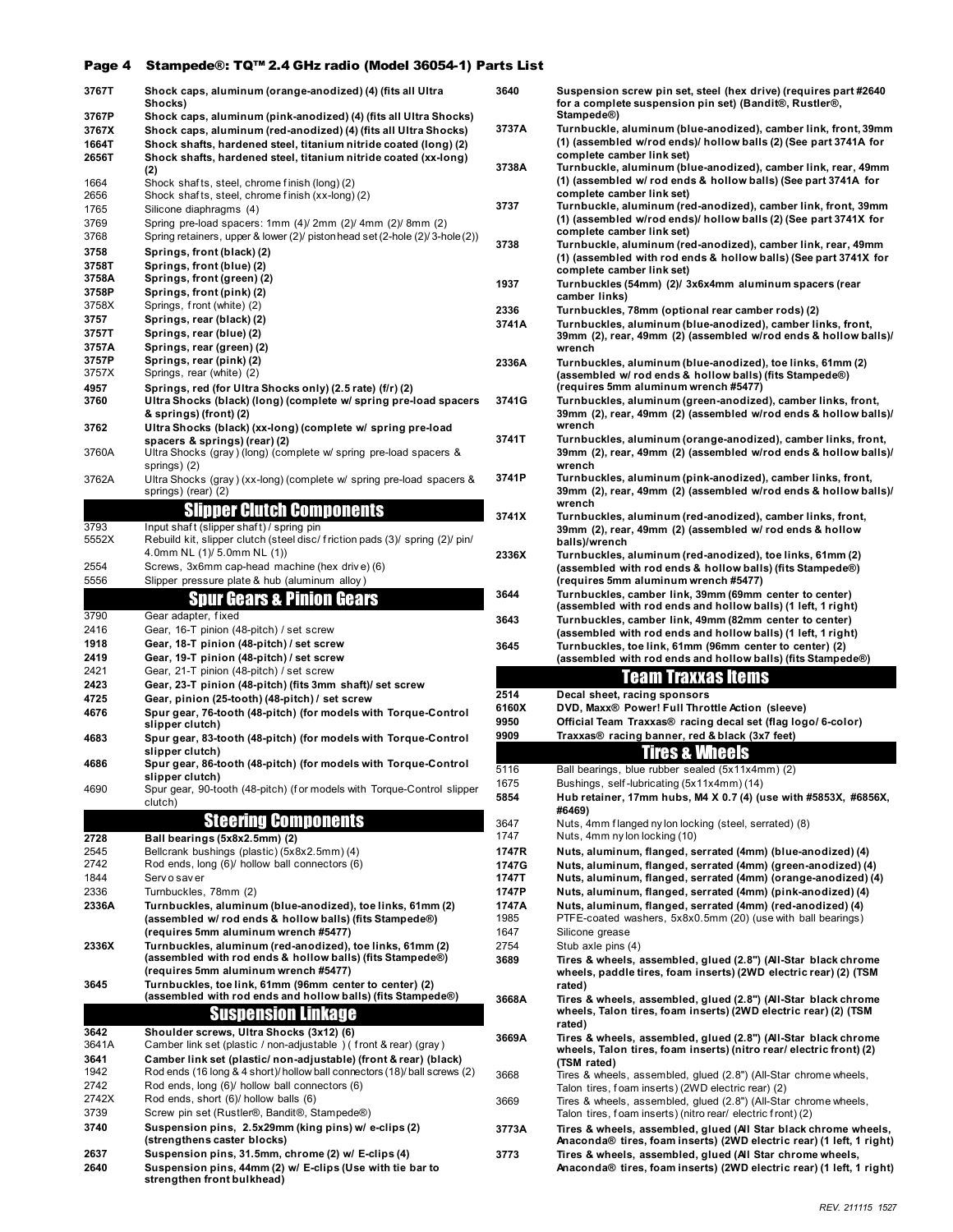# Stampede®: TQ™ 2.4 GHz radio (Model 36054-1) Parts List

| Part # | Description |
|---|---|
| **3767T** | **Shock caps, aluminum (orange-anodized) (4) (fits all Ultra Shocks)** |
| **3767P** | **Shock caps, aluminum (pink-anodized) (4) (fits all Ultra Shocks)** |
| **3767X** | **Shock caps, aluminum (red-anodized) (4) (fits all Ultra Shocks)** |
| **1664T** | **Shock shafts, hardened steel, titanium nitride coated (long) (2)** |
| **2656T** | **Shock shafts, hardened steel, titanium nitride coated (xx-long) (2)** |
| 1664 | Shock shafts, steel, chrome finish (long) (2) |
| 2656 | Shock shafts, steel, chrome finish (xx-long) (2) |
| 1765 | Silicone diaphragms (4) |
| 3769 | Spring pre-load spacers: 1mm (4)/ 2mm (2)/ 4mm (2)/ 8mm (2) |
| 3768 | Spring retainers, upper & lower (2)/ piston head set (2-hole (2)/ 3-hole (2)) |
| **3758** | **Springs, front (black) (2)** |
| **3758T** | **Springs, front (blue) (2)** |
| **3758A** | **Springs, front (green) (2)** |
| **3758P** | **Springs, front (pink) (2)** |
| 3758X | Springs, front (white) (2) |
| **3757** | **Springs, rear (black) (2)** |
| **3757T** | **Springs, rear (blue) (2)** |
| **3757A** | **Springs, rear (green) (2)** |
| **3757P** | **Springs, rear (pink) (2)** |
| 3757X | Springs, rear (white) (2) |
| **4957** | **Springs, red (for Ultra Shocks only) (2.5 rate) (f/r) (2)** |
| **3760** | **Ultra Shocks (black) (long) (complete w/ spring pre-load spacers & springs) (front) (2)** |
| **3762** | **Ultra Shocks (black) (xx-long) (complete w/ spring pre-load spacers & springs) (rear) (2)** |
| 3760A | Ultra Shocks (gray) (long) (complete w/ spring pre-load spacers & springs) (2) |
| 3762A | Ultra Shocks (gray) (xx-long) (complete w/ spring pre-load spacers & springs) (rear) (2) |

## Slipper Clutch Components

| Part # | Description |
|---|---|
| 3793 | Input shaft (slipper shaft) / spring pin |
| 5552X | Rebuild kit, slipper clutch (steel disc/ friction pads (3)/ spring (2)/ pin/ 4.0mm NL (1)/ 5.0mm NL (1)) |
| 2554 | Screws, 3x6mm cap-head machine (hex drive) (6) |
| 5556 | Slipper pressure plate & hub (aluminum alloy) |

## Spur Gears & Pinion Gears

| Part # | Description |
|---|---|
| 3790 | Gear adapter, fixed |
| 2416 | Gear, 16-T pinion (48-pitch) / set screw |
| **1918** | **Gear, 18-T pinion (48-pitch) / set screw** |
| **2419** | **Gear, 19-T pinion (48-pitch) / set screw** |
| 2421 | Gear, 21-T pinion (48-pitch) / set screw |
| **2423** | **Gear, 23-T pinion (48-pitch) (fits 3mm shaft)/ set screw** |
| **4725** | **Gear, pinion (25-tooth) (48-pitch) / set screw** |
| **4676** | **Spur gear, 76-tooth (48-pitch) (for models with Torque-Control slipper clutch)** |
| **4683** | **Spur gear, 83-tooth (48-pitch) (for models with Torque-Control slipper clutch)** |
| **4686** | **Spur gear, 86-tooth (48-pitch) (for models with Torque-Control slipper clutch)** |
| 4690 | Spur gear, 90-tooth (48-pitch) (for models with Torque-Control slipper clutch) |

## Steering Components

| Part # | Description |
|---|---|
| **2728** | **Ball bearings (5x8x2.5mm) (2)** |
| 2545 | Bellcrank bushings (plastic) (5x8x2.5mm) (4) |
| 2742 | Rod ends, long (6)/ hollow ball connectors (6) |
| 1844 | Servo saver |
| 2336 | Turnbuckles, 78mm (2) |
| **2336A** | **Turnbuckles, aluminum (blue-anodized), toe links, 61mm (2) (assembled w/ rod ends & hollow balls) (fits Stampede®) (requires 5mm aluminum wrench #5477)** |
| **2336X** | **Turnbuckles, aluminum (red-anodized), toe links, 61mm (2) (assembled with rod ends & hollow balls) (fits Stampede®) (requires 5mm aluminum wrench #5477)** |
| **3645** | **Turnbuckles, toe link, 61mm (96mm center to center) (2) (assembled with rod ends and hollow balls) (fits Stampede®)** |

## Suspension Linkage

| Part # | Description |
|---|---|
| **3642** | **Shoulder screws, Ultra Shocks (3x12) (6)** |
| 3641A | Camber link set (plastic / non-adjustable ) ( front & rear) (gray) |
| **3641** | **Camber link set (plastic/ non-adjustable) (front & rear) (black)** |
| 1942 | Rod ends (16 long & 4 short)/ hollow ball connectors (18)/ ball screws (2) |
| 2742 | Rod ends, long (6)/ hollow ball connectors (6) |
| 2742X | Rod ends, short (6)/ hollow balls (6) |
| 3739 | Screw pin set (Rustler®, Bandit®, Stampede®) |
| **3740** | **Suspension pins, 2.5x29mm (king pins) w/ e-clips (2) (strengthens caster blocks)** |
| **2637** | **Suspension pins, 31.5mm, chrome (2) w/ E-clips (4)** |
| **2640** | **Suspension pins, 44mm (2) w/ E-clips (Use with tie bar to strengthen front bulkhead)** |
| **3640** | **Suspension screw pin set, steel (hex drive) (requires part #2640 for a complete suspension pin set) (Bandit®, Rustler®, Stampede®)** |
| **3737A** | **Turnbuckle, aluminum (blue-anodized), camber link, front, 39mm (1) (assembled w/rod ends)/ hollow balls (2) (See part 3741A for complete camber link set)** |
| **3738A** | **Turnbuckle, aluminum (blue-anodized), camber link, rear, 49mm (1) (assembled w/ rod ends & hollow balls) (See part 3741A for complete camber link set)** |
| **3737** | **Turnbuckle, aluminum (red-anodized), camber link, front, 39mm (1) (assembled w/rod ends)/ hollow balls (2) (See part 3741X for complete camber link set)** |
| **3738** | **Turnbuckle, aluminum (red-anodized), camber link, rear, 49mm (1) (assembled with rod ends & hollow balls) (See part 3741X for complete camber link set)** |
| **1937** | **Turnbuckles (54mm) (2)/ 3x6x4mm aluminum spacers (rear camber links)** |
| **2336** | **Turnbuckles, 78mm (optional rear camber rods) (2)** |
| **3741A** | **Turnbuckles, aluminum (blue-anodized), camber links, front, 39mm (2), rear, 49mm (2) (assembled w/rod ends & hollow balls)/ wrench** |
| **2336A** | **Turnbuckles, aluminum (blue-anodized), toe links, 61mm (2) (assembled w/ rod ends & hollow balls) (fits Stampede®) (requires 5mm aluminum wrench #5477)** |
| **3741G** | **Turnbuckles, aluminum (green-anodized), camber links, front, 39mm (2), rear, 49mm (2) (assembled w/rod ends & hollow balls)/ wrench** |
| **3741T** | **Turnbuckles, aluminum (orange-anodized), camber links, front, 39mm (2), rear, 49mm (2) (assembled w/rod ends & hollow balls)/ wrench** |
| **3741P** | **Turnbuckles, aluminum (pink-anodized), camber links, front, 39mm (2), rear, 49mm (2) (assembled w/rod ends & hollow balls)/ wrench** |
| **3741X** | **Turnbuckles, aluminum (red-anodized), camber links, front, 39mm (2), rear, 49mm (2) (assembled w/ rod ends & hollow balls)/wrench** |
| **2336X** | **Turnbuckles, aluminum (red-anodized), toe links, 61mm (2) (assembled with rod ends & hollow balls) (fits Stampede®) (requires 5mm aluminum wrench #5477)** |
| **3644** | **Turnbuckles, camber link, 39mm (69mm center to center) (assembled with rod ends and hollow balls) (1 left, 1 right)** |
| **3643** | **Turnbuckles, camber link, 49mm (82mm center to center) (assembled with rod ends and hollow balls) (1 left, 1 right)** |
| **3645** | **Turnbuckles, toe link, 61mm (96mm center to center) (2) (assembled with rod ends and hollow balls) (fits Stampede®)** |

## Team Traxxas Items

| Part # | Description |
|---|---|
| **2514** | **Decal sheet, racing sponsors** |
| **6160X** | **DVD, Maxx® Power! Full Throttle Action (sleeve)** |
| **9950** | **Official Team Traxxas® racing decal set (flag logo/ 6-color)** |
| **9909** | **Traxxas® racing banner, red & black (3x7 feet)** |

## Tires & Wheels

| Part # | Description |
|---|---|
| 5116 | Ball bearings, blue rubber sealed (5x11x4mm) (2) |
| 1675 | Bushings, self-lubricating (5x11x4mm) (14) |
| **5854** | **Hub retainer, 17mm hubs, M4 X 0.7 (4) (use with #5853X, #6856X, #6469)** |
| 3647 | Nuts, 4mm flanged nylon locking (steel, serrated) (8) |
| 1747 | Nuts, 4mm nylon locking (10) |
| **1747R** | **Nuts, aluminum, flanged, serrated (4mm) (blue-anodized) (4)** |
| **1747G** | **Nuts, aluminum, flanged, serrated (4mm) (green-anodized) (4)** |
| **1747T** | **Nuts, aluminum, flanged, serrated (4mm) (orange-anodized) (4)** |
| **1747P** | **Nuts, aluminum, flanged, serrated (4mm) (pink-anodized) (4)** |
| **1747A** | **Nuts, aluminum, flanged, serrated (4mm) (red-anodized) (4)** |
| 1985 | PTFE-coated washers, 5x8x0.5mm (20) (use with ball bearings) |
| 1647 | Silicone grease |
| 2754 | Stub axle pins (4) |
| **3689** | **Tires & wheels, assembled, glued (2.8") (All-Star black chrome wheels, paddle tires, foam inserts) (2WD electric rear) (2) (TSM rated)** |
| **3668A** | **Tires & wheels, assembled, glued (2.8") (All-Star black chrome wheels, Talon tires, foam inserts) (2WD electric rear) (2) (TSM rated)** |
| **3669A** | **Tires & wheels, assembled, glued (2.8") (All-Star black chrome wheels, Talon tires, foam inserts) (nitro rear/ electric front) (2) (TSM rated)** |
| 3668 | Tires & wheels, assembled, glued (2.8") (All-Star chrome wheels, Talon tires, foam inserts) (2WD electric rear) (2) |
| 3669 | Tires & wheels, assembled, glued (2.8") (All-Star chrome wheels, Talon tires, foam inserts) (nitro rear/ electric front) (2) |
| **3773A** | **Tires & wheels, assembled, glued (All Star black chrome wheels, Anaconda® tires, foam inserts) (2WD electric rear) (1 left, 1 right)** |
| **3773** | **Tires & wheels, assembled, glued (All Star chrome wheels, Anaconda® tires, foam inserts) (2WD electric rear) (1 left, 1 right)** |

REV. 211115 1527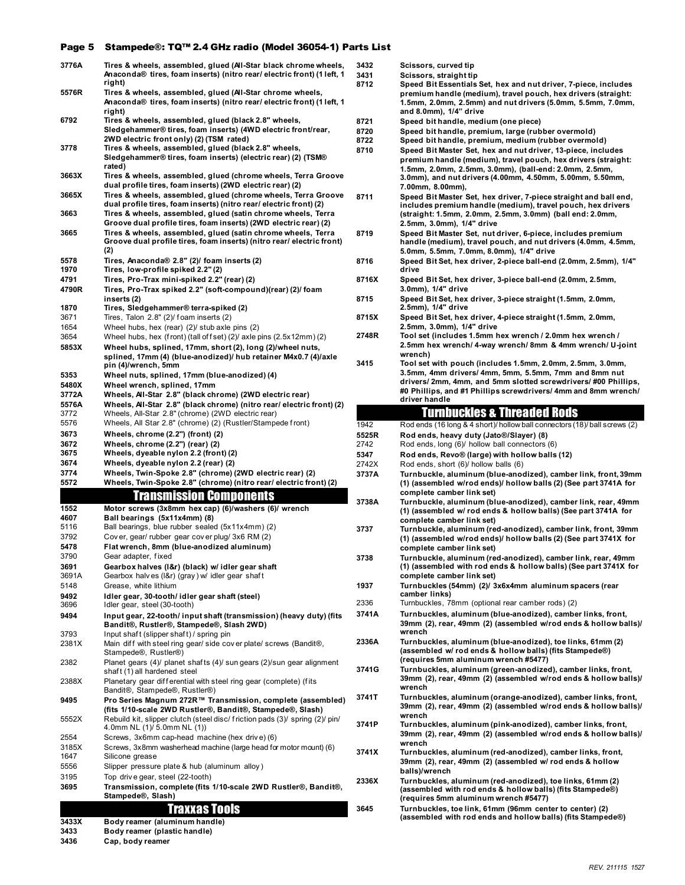## Page 5 Stampede®: TQ™ 2.4 GHz radio (Model 36054-1) Parts List

| | |
|---|---|
| **3776A** | **Tires & wheels, assembled, glued (All-Star black chrome wheels, Anaconda® tires, foam inserts) (nitro rear/ electric front) (1 left, 1 right)** |
| **5576R** | **Tires & wheels, assembled, glued (All-Star chrome wheels, Anaconda® tires, foam inserts) (nitro rear/ electric front) (1 left, 1 right)** |
| **6792** | **Tires & wheels, assembled, glued (black 2.8" wheels, Sledgehammer® tires, foam inserts) (4WD electric front/rear, 2WD electric front only) (2) (TSM rated)** |
| **3778** | **Tires & wheels, assembled, glued (black 2.8" wheels, Sledgehammer® tires, foam inserts) (electric rear) (2) (TSM® rated)** |
| **3663X** | **Tires & wheels, assembled, glued (chrome wheels, Terra Groove dual profile tires, foam inserts) (2WD electric rear) (2)** |
| **3665X** | **Tires & wheels, assembled, glued (chrome wheels, Terra Groove dual profile tires, foam inserts) (nitro rear/ electric front) (2)** |
| 3663 | Tires & wheels, assembled, glued (satin chrome wheels, Terra Groove dual profile tires, foam inserts) (2WD electric rear) (2) |
| 3665 | Tires & wheels, assembled, glued (satin chrome wheels, Terra Groove dual profile tires, foam inserts) (nitro rear/ electric front) (2) |
| **5578** | **Tires, Anaconda® 2.8" (2)/ foam inserts (2)** |
| **1970** | **Tires, low-profile spiked 2.2" (2)** |
| **4791** | **Tires, Pro-Trax mini-spiked 2.2" (rear) (2)** |
| **4790R** | **Tires, Pro-Trax spiked 2.2" (soft-compound)(rear) (2)/ foam inserts (2)** |
| **1870** | **Tires, Sledgehammer® terra-spiked (2)** |
| 3671 | Tires, Talon 2.8" (2)/ foam inserts (2) |
| 1654 | Wheel hubs, hex (rear) (2)/ stub axle pins (2) |
| 3654 | Wheel hubs, hex (front) (tall offset) (2)/ axle pins (2.5x12mm) (2) |
| **5853X** | **Wheel hubs, splined, 17mm, short (2), long (2)/wheel nuts, splined, 17mm (4) (blue-anodized)/ hub retainer M4x0.7 (4)/axle pin (4)/wrench, 5mm** |
| **5353** | **Wheel nuts, splined, 17mm (blue-anodized) (4)** |
| **5480X** | **Wheel wrench, splined, 17mm** |
| **3772A** | **Wheels, All-Star 2.8" (black chrome) (2WD electric rear)** |
| **5576A** | **Wheels, All-Star 2.8" (black chrome) (nitro rear/ electric front) (2)** |
| 3772 | Wheels, All-Star 2.8" (chrome) (2WD electric rear) |
| 5576 | Wheels, All Star 2.8" (chrome) (2) (Rustler/Stampede front) |
| **3673** | **Wheels, chrome (2.2") (front) (2)** |
| **3672** | **Wheels, chrome (2.2") (rear) (2)** |
| **3675** | **Wheels, dyeable nylon 2.2 (front) (2)** |
| **3674** | **Wheels, dyeable nylon 2.2 (rear) (2)** |
| **3774** | **Wheels, Twin-Spoke 2.8" (chrome) (2WD electric rear) (2)** |
| **5572** | **Wheels, Twin-Spoke 2.8" (chrome) (nitro rear/ electric front) (2)** |

## Transmission Components

| | |
|---|---|
| **1552** | **Motor screws (3x8mm hex cap) (6)/washers (6)/ wrench** |
| **4607** | **Ball bearings (5x11x4mm) (8)** |
| 5116 | Ball bearings, blue rubber sealed (5x11x4mm) (2) |
| 3792 | Cover, gear/ rubber gear cover plug/ 3x6 RM (2) |
| **5478** | **Flat wrench, 8mm (blue-anodized aluminum)** |
| 3790 | Gear adapter, fixed |
| **3691** | **Gearbox halves (l&r) (black) w/ idler gear shaft** |
| 3691A | Gearbox halves (l&r) (gray) w/ idler gear shaft |
| 5148 | Grease, white lithium |
| **9492** | **Idler gear, 30-tooth/ idler gear shaft (steel)** |
| 3696 | Idler gear, steel (30-tooth) |
| **9494** | **Input gear, 22-tooth/ input shaft (transmission) (heavy duty) (fits Bandit®, Rustler®, Stampede®, Slash 2WD)** |
| 3793 | Input shaft (slipper shaft) / spring pin |
| 2381X | Main diff with steel ring gear/ side cover plate/ screws (Bandit®, Stampede®, Rustler®) |
| 2382 | Planet gears (4)/ planet shafts (4)/ sun gears (2)/sun gear alignment shaft (1) all hardened steel |
| 2388X | Planetary gear differential with steel ring gear (complete) (fits Bandit®, Stampede®, Rustler®) |
| **9495** | **Pro Series Magnum 272R™ Transmission, complete (assembled) (fits 1/10-scale 2WD Rustler®, Bandit®, Stampede®, Slash)** |
| 5552X | Rebuild kit, slipper clutch (steel disc/ friction pads (3)/ spring (2)/ pin/ 4.0mm NL (1)/ 5.0mm NL (1)) |
| 2554 | Screws, 3x6mm cap-head machine (hex drive) (6) |
| 3185X | Screws, 3x8mm washerhead machine (large head for motor mount) (6) |
| 1647 | Silicone grease |
| 5556 | Slipper pressure plate & hub (aluminum alloy) |
| 3195 | Top drive gear, steel (22-tooth) |
| **3695** | **Transmission, complete (fits 1/10-scale 2WD Rustler®, Bandit®, Stampede®, Slash)** |

## Traxxas Tools

| | |
|---|---|
| **3433X** | **Body reamer (aluminum handle)** |
| **3433** | **Body reamer (plastic handle)** |
| **3436** | **Cap, body reamer** |
| **3432** | **Scissors, curved tip** |
| **3431** | **Scissors, straight tip** |
| **8712** | **Speed Bit Essentials Set, hex and nut driver, 7-piece, includes premium handle (medium), travel pouch, hex drivers (straight: 1.5mm, 2.0mm, 2.5mm) and nut drivers (5.0mm, 5.5mm, 7.0mm, and 8.0mm), 1/4" drive** |
| **8721** | **Speed bit handle, medium (one piece)** |
| **8720** | **Speed bit handle, premium, large (rubber overmold)** |
| **8722** | **Speed bit handle, premium, medium (rubber overmold)** |
| **8710** | **Speed Bit Master Set, hex and nut driver, 13-piece, includes premium handle (medium), travel pouch, hex drivers (straight: 1.5mm, 2.0mm, 2.5mm, 3.0mm), (ball-end: 2.0mm, 2.5mm, 3.0mm), and nut drivers (4.00mm, 4.50mm, 5.00mm, 5.50mm, 7.00mm, 8.00mm),** |
| **8711** | **Speed Bit Master Set, hex driver, 7-piece straight and ball end, includes premium handle (medium), travel pouch, hex drivers (straight: 1.5mm, 2.0mm, 2.5mm, 3.0mm) (ball end: 2.0mm, 2.5mm, 3.0mm), 1/4" drive** |
| **8719** | **Speed Bit Master Set, nut driver, 6-piece, includes premium handle (medium), travel pouch, and nut drivers (4.0mm, 4.5mm, 5.0mm, 5.5mm, 7.0mm, 8.0mm), 1/4" drive** |
| **8716** | **Speed Bit Set, hex driver, 2-piece ball-end (2.0mm, 2.5mm), 1/4" drive** |
| **8716X** | **Speed Bit Set, hex driver, 3-piece ball-end (2.0mm, 2.5mm, 3.0mm), 1/4" drive** |
| **8715** | **Speed Bit Set, hex driver, 3-piece straight (1.5mm, 2.0mm, 2.5mm), 1/4" drive** |
| **8715X** | **Speed Bit Set, hex driver, 4-piece straight (1.5mm, 2.0mm, 2.5mm, 3.0mm), 1/4" drive** |
| **2748R** | **Tool set (includes 1.5mm hex wrench / 2.0mm hex wrench / 2.5mm hex wrench/ 4-way wrench/ 8mm & 4mm wrench/ U-joint wrench)** |
| **3415** | **Tool set with pouch (includes 1.5mm, 2.0mm, 2.5mm, 3.0mm, 3.5mm, 4mm drivers/ 4mm, 5mm, 5.5mm, 7mm and 8mm nut drivers/ 2mm, 4mm, and 5mm slotted screwdrivers/ #00 Phillips, #0 Phillips, and #1 Phillips screwdrivers/ 4mm and 8mm wrench/ driver handle** |

## Turnbuckles & Threaded Rods

| | |
|---|---|
| 1942 | Rod ends (16 long & 4 short)/ hollow ball connectors (18)/ ball screws (2) |
| **5525R** | **Rod ends, heavy duty (Jato®/Slayer) (8)** |
| 2742 | Rod ends, long (6)/ hollow ball connectors (6) |
| **5347** | **Rod ends, Revo® (large) with hollow balls (12)** |
| 2742X | Rod ends, short (6)/ hollow balls (6) |
| **3737A** | **Turnbuckle, aluminum (blue-anodized), camber link, front, 39mm (1) (assembled w/rod ends)/ hollow balls (2) (See part 3741A for complete camber link set)** |
| **3738A** | **Turnbuckle, aluminum (blue-anodized), camber link, rear, 49mm (1) (assembled w/ rod ends & hollow balls) (See part 3741A for complete camber link set)** |
| **3737** | **Turnbuckle, aluminum (red-anodized), camber link, front, 39mm (1) (assembled w/rod ends)/ hollow balls (2) (See part 3741X for complete camber link set)** |
| **3738** | **Turnbuckle, aluminum (red-anodized), camber link, rear, 49mm (1) (assembled with rod ends & hollow balls) (See part 3741X for complete camber link set)** |
| **1937** | **Turnbuckles (54mm) (2)/ 3x6x4mm aluminum spacers (rear camber links)** |
| 2336 | Turnbuckles, 78mm (optional rear camber rods) (2) |
| **3741A** | **Turnbuckles, aluminum (blue-anodized), camber links, front, 39mm (2), rear, 49mm (2) (assembled w/rod ends & hollow balls)/ wrench** |
| **2336A** | **Turnbuckles, aluminum (blue-anodized), toe links, 61mm (2) (assembled w/ rod ends & hollow balls) (fits Stampede®) (requires 5mm aluminum wrench #5477)** |
| **3741G** | **Turnbuckles, aluminum (green-anodized), camber links, front, 39mm (2), rear, 49mm (2) (assembled w/rod ends & hollow balls)/ wrench** |
| **3741T** | **Turnbuckles, aluminum (orange-anodized), camber links, front, 39mm (2), rear, 49mm (2) (assembled w/rod ends & hollow balls)/ wrench** |
| **3741P** | **Turnbuckles, aluminum (pink-anodized), camber links, front, 39mm (2), rear, 49mm (2) (assembled w/rod ends & hollow balls)/ wrench** |
| **3741X** | **Turnbuckles, aluminum (red-anodized), camber links, front, 39mm (2), rear, 49mm (2) (assembled w/ rod ends & hollow balls)/wrench** |
| **2336X** | **Turnbuckles, aluminum (red-anodized), toe links, 61mm (2) (assembled with rod ends & hollow balls) (fits Stampede®) (requires 5mm aluminum wrench #5477)** |
| **3645** | **Turnbuckles, toe link, 61mm (96mm center to center) (2) (assembled with rod ends and hollow balls) (fits Stampede®)** |

REV. 211115 1527